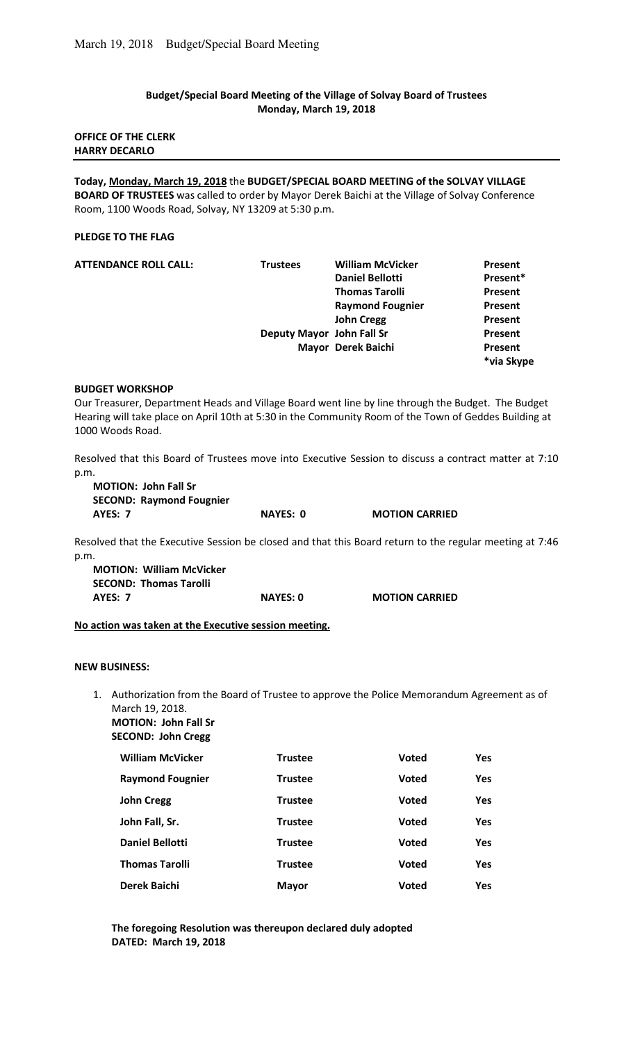**Budget/Special Board Meeting of the Village of Solvay Board of Trustees**
**Monday, March 19, 2018**

**OFFICE OF THE CLERK**
**HARRY DECARLO**

---

**Today, Monday, March 19, 2018** the **BUDGET/SPECIAL BOARD MEETING of the SOLVAY VILLAGE BOARD OF TRUSTEES** was called to order by Mayor Derek Baichi at the Village of Solvay Conference Room, 1100 Woods Road, Solvay, NY 13209 at 5:30 p.m.

**PLEDGE TO THE FLAG**

| **ATTENDANCE ROLL CALL:** | **Trustees** | **William McVicker** | **Present** |
|---|---|---|---|
| | | **Daniel Bellotti** | **Present*** |
| | | **Thomas Tarolli** | **Present** |
| | | **Raymond Fougnier** | **Present** |
| | | **John Cregg** | **Present** |
| | **Deputy Mayor** | **John Fall Sr** | **Present** |
| | **Mayor** | **Derek Baichi** | **Present** |
| | | | ***via Skype** |

**BUDGET WORKSHOP**

Our Treasurer, Department Heads and Village Board went line by line through the Budget. The Budget Hearing will take place on April 10th at 5:30 in the Community Room of the Town of Geddes Building at 1000 Woods Road.

Resolved that this Board of Trustees move into Executive Session to discuss a contract matter at 7:10 p.m.

**MOTION: John Fall Sr**
**SECOND: Raymond Fougnier**
**AYES: 7** **NAYES: 0** **MOTION CARRIED**

Resolved that the Executive Session be closed and that this Board return to the regular meeting at 7:46 p.m.

**MOTION: William McVicker**
**SECOND: Thomas Tarolli**
**AYES: 7** **NAYES: 0** **MOTION CARRIED**

**No action was taken at the Executive session meeting.**

**NEW BUSINESS:**

1. Authorization from the Board of Trustee to approve the Police Memorandum Agreement as of March 19, 2018.
   **MOTION: John Fall Sr**
   **SECOND: John Cregg**

| **William McVicker** | **Trustee** | **Voted** | **Yes** |
|---|---|---|---|
| **Raymond Fougnier** | **Trustee** | **Voted** | **Yes** |
| **John Cregg** | **Trustee** | **Voted** | **Yes** |
| **John Fall, Sr.** | **Trustee** | **Voted** | **Yes** |
| **Daniel Bellotti** | **Trustee** | **Voted** | **Yes** |
| **Thomas Tarolli** | **Trustee** | **Voted** | **Yes** |
| **Derek Baichi** | **Mayor** | **Voted** | **Yes** |

**The foregoing Resolution was thereupon declared duly adopted**
**DATED: March 19, 2018**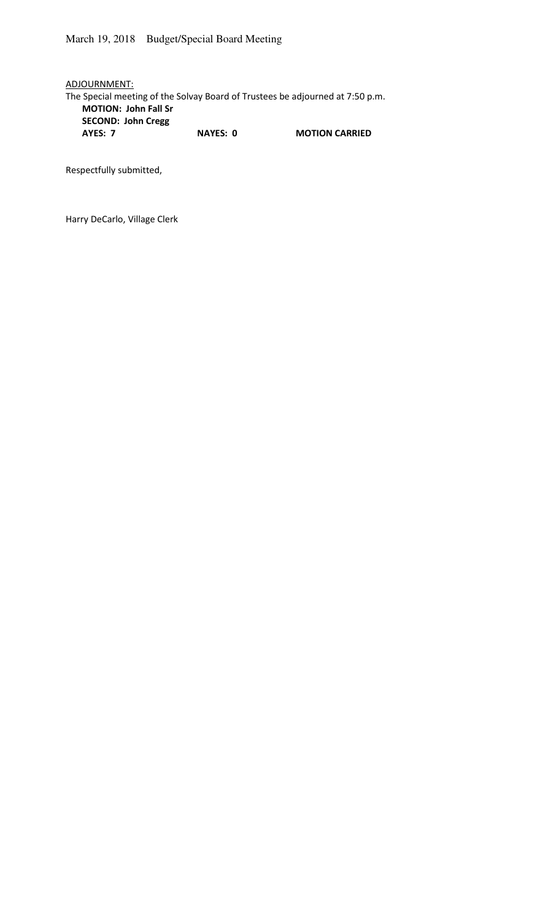ADJOURNMENT:

The Special meeting of the Solvay Board of Trustees be adjourned at 7:50 p.m.

**MOTION: John Fall Sr**
**SECOND: John Cregg**
**AYES: 7** **NAYES: 0** **MOTION CARRIED**

Respectfully submitted,

Harry DeCarlo, Village Clerk